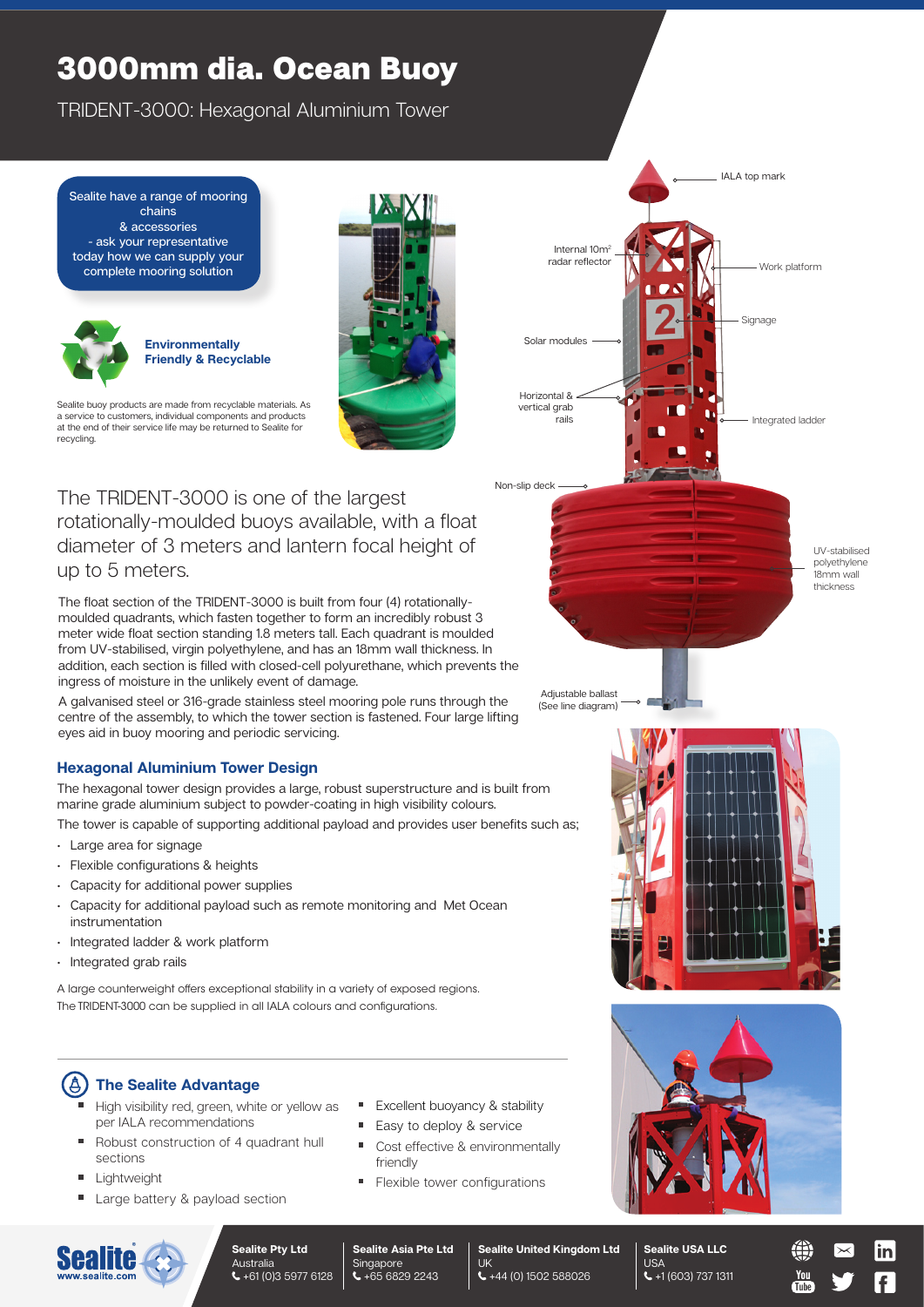# 3000mm dia. Ocean Buoy

TRIDENT-3000: Hexagonal Aluminium Tower

Sealite have a range of mooring chains & accessories - ask your representative today how we can supply your complete mooring solution

**Environmentally Friendly & Recyclable**

Sealite buoy products are made from recyclable materials. As a service to customers, individual components and products at the end of their service life may be returned to Sealite for recycling.

IALA top mark

Internal 10m² radar reflector

Work platform

Signage

Solar modules

Horizontal & vertical grab rails

Integrated ladder

Non-slip deck

UV-stabilised polyethylene 18mm wall thickness

Adjustable ballast (See line diagram)

The TRIDENT-3000 is one of the largest rotationally-moulded buoys available, with a float diameter of 3 meters and lantern focal height of up to 5 meters.

The float section of the TRIDENT-3000 is built from four (4) rotationally-moulded quadrants, which fasten together to form an incredibly robust 3 meter wide float section standing 1.8 meters tall. Each quadrant is moulded from UV-stabilised, virgin polyethylene, and has an 18mm wall thickness. In addition, each section is filled with closed-cell polyurethane, which prevents the ingress of moisture in the unlikely event of damage.

A galvanised steel or 316-grade stainless steel mooring pole runs through the centre of the assembly, to which the tower section is fastened. Four large lifting eyes aid in buoy mooring and periodic servicing.

### Hexagonal Aluminium Tower Design

The hexagonal tower design provides a large, robust superstructure and is built from marine grade aluminium subject to powder-coating in high visibility colours.

The tower is capable of supporting additional payload and provides user benefits such as;

- Large area for signage
- Flexible configurations & heights
- Capacity for additional power supplies
- Capacity for additional payload such as remote monitoring and Met Ocean instrumentation
- Integrated ladder & work platform
- Integrated grab rails

A large counterweight offers exceptional stability in a variety of exposed regions. The TRIDENT-3000 can be supplied in all IALA colours and configurations.

### The Sealite Advantage

- High visibility red, green, white or yellow as per IALA recommendations
- Robust construction of 4 quadrant hull sections
- Lightweight
- Large battery & payload section
- Excellent buoyancy & stability
- Easy to deploy & service
- Cost effective & environmentally friendly
- Flexible tower configurations

Sealite
www.sealite.com

**Sealite Pty Ltd**
Australia
+61 (0)3 5977 6128

**Sealite Asia Pte Ltd**
Singapore
+65 6829 2243

**Sealite United Kingdom Ltd**
UK
+44 (0) 1502 588026

**Sealite USA LLC**
USA
+1 (603) 737 1311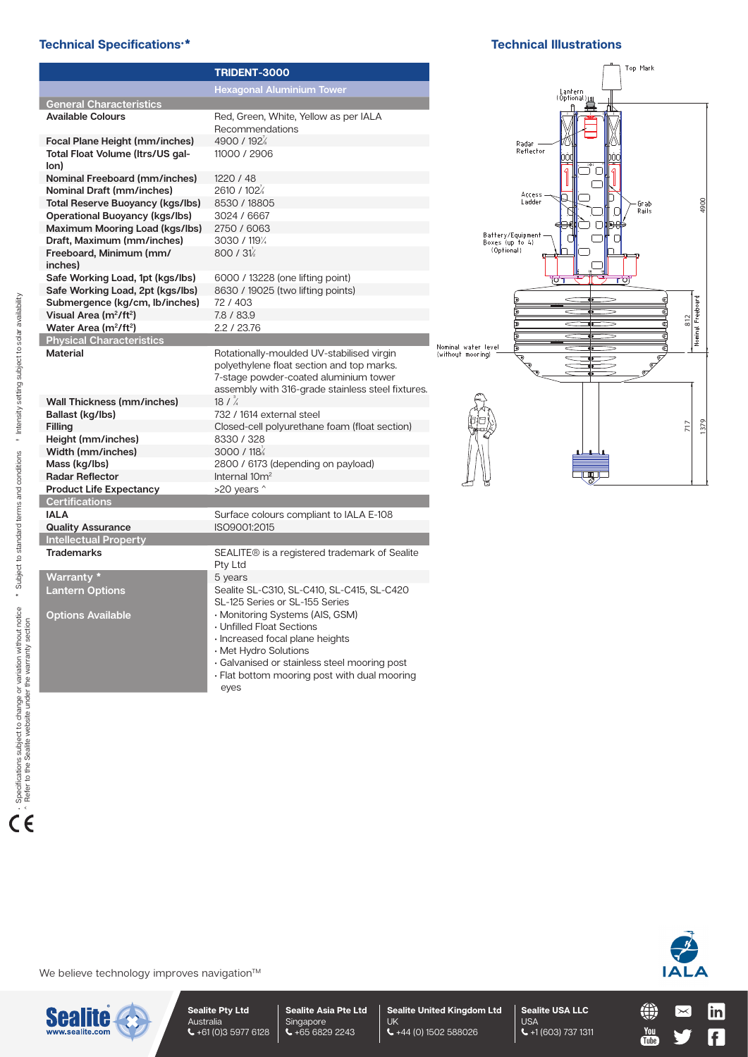## Technical Specifications^*

| | TRIDENT-3000 |
|---|---|
| | Hexagonal Aluminium Tower |
| **General Characteristics** | |
| **Available Colours** | Red, Green, White, Yellow as per IALA Recommendations |
| **Focal Plane Height (mm/inches)** | 4900 / 192⅞ |
| **Total Float Volume (ltrs/US gallon)** | 11000 / 2906 |
| **Nominal Freeboard (mm/inches)** | 1220 / 48 |
| **Nominal Draft (mm/inches)** | 2610 / 102¾ |
| **Total Reserve Buoyancy (kgs/lbs)** | 8530 / 18805 |
| **Operational Buoyancy (kgs/lbs)** | 3024 / 6667 |
| **Maximum Mooring Load (kgs/lbs)** | 2750 / 6063 |
| **Draft, Maximum (mm/inches)** | 3030 / 119¼ |
| **Freeboard, Minimum (mm/inches)** | 800 / 31½ |
| **Safe Working Load, 1pt (kgs/lbs)** | 6000 / 13228 (one lifting point) |
| **Safe Working Load, 2pt (kgs/lbs)** | 8630 / 19025 (two lifting points) |
| **Submergence (kg/cm, lb/inches)** | 72 / 403 |
| **Visual Area (m²/ft²)** | 7.8 / 83.9 |
| **Water Area (m²/ft²)** | 2.2 / 23.76 |
| **Physical Characteristics** | |
| **Material** | Rotationally-moulded UV-stabilised virgin polyethylene float section and top marks. 7-stage powder-coated aluminium tower assembly with 316-grade stainless steel fixtures. |
| **Wall Thickness (mm/inches)** | 18 / ¾ |
| **Ballast (kg/lbs)** | 732 / 1614 external steel |
| **Filling** | Closed-cell polyurethane foam (float section) |
| **Height (mm/inches)** | 8330 / 328 |
| **Width (mm/inches)** | 3000 / 118⅛ |
| **Mass (kg/lbs)** | 2800 / 6173 (depending on payload) |
| **Radar Reflector** | Internal 10m² |
| **Product Life Expectancy** | >20 years ^ |
| **Certifications** | |
| **IALA** | Surface colours compliant to IALA E-108 |
| **Quality Assurance** | ISO9001:2015 |
| **Intellectual Property** | |
| **Trademarks** | SEALITE® is a registered trademark of Sealite Pty Ltd |
| **Warranty *** | 5 years |
| **Lantern Options** | Sealite SL-C310, SL-C410, SL-C415, SL-C420 SL-125 Series or SL-155 Series |
| **Options Available** | · Monitoring Systems (AIS, GSM) · Unfilled Float Sections · Increased focal plane heights · Met Hydro Solutions · Galvanised or stainless steel mooring post · Flat bottom mooring post with dual mooring eyes |

## Technical Illustrations

Top Mark
Lantern (Optional)
Radar Reflector
Access Ladder
Grab Rails
Battery/Equipment Boxes (up to 4) (Optional)
Nominal water level (without mooring)
4900
812
Nominal Freeboard
717
1379

· Specifications subject to change or variation without notice * Subject to standard terms and conditions † Intensity setting subject to solar availability
^ Refer to the Sealite website under the warranty section

We believe technology improves navigation™

Sealite Pty Ltd Australia +61 (0)3 5977 6128 | Sealite Asia Pte Ltd Singapore +65 6829 2243 | Sealite United Kingdom Ltd UK +44 (0) 1502 588026 | Sealite USA LLC USA +1 (603) 737 1311

www.sealite.com